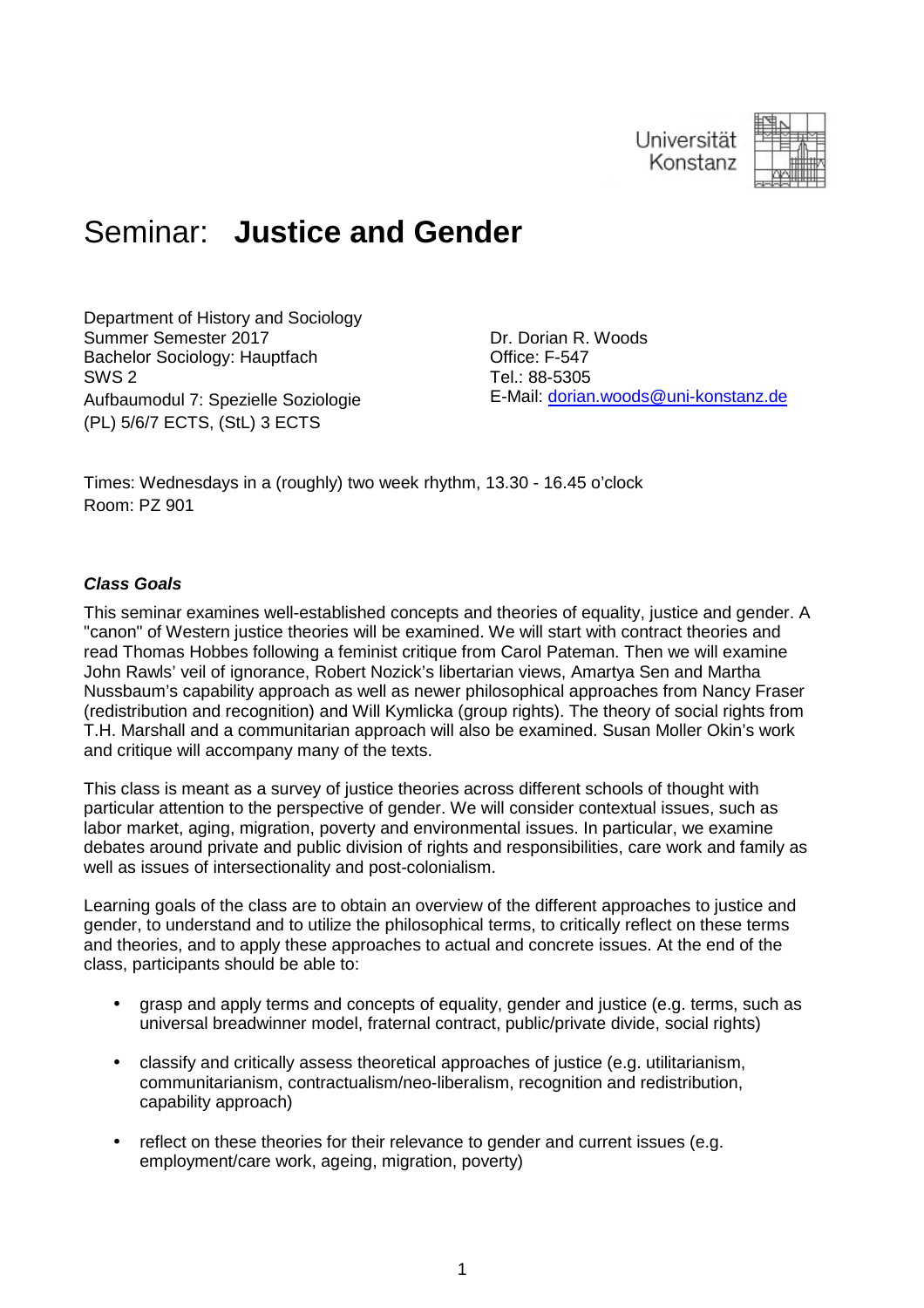Universität Konstanz

# Seminar: **Justice and Gender**

Department of History and Sociology
Summer Semester 2017
Bachelor Sociology: Hauptfach
SWS 2
Aufbaumodul 7: Spezielle Soziologie
(PL) 5/6/7 ECTS, (StL) 3 ECTS

Dr. Dorian R. Woods
Office: F-547
Tel.: 88-5305
E-Mail: dorian.woods@uni-konstanz.de

Times: Wednesdays in a (roughly) two week rhythm, 13.30 - 16.45 o'clock
Room: PZ 901

### ***Class Goals***

This seminar examines well-established concepts and theories of equality, justice and gender. A "canon" of Western justice theories will be examined. We will start with contract theories and read Thomas Hobbes following a feminist critique from Carol Pateman. Then we will examine John Rawls' veil of ignorance, Robert Nozick's libertarian views, Amartya Sen and Martha Nussbaum's capability approach as well as newer philosophical approaches from Nancy Fraser (redistribution and recognition) and Will Kymlicka (group rights). The theory of social rights from T.H. Marshall and a communitarian approach will also be examined. Susan Moller Okin's work and critique will accompany many of the texts.

This class is meant as a survey of justice theories across different schools of thought with particular attention to the perspective of gender. We will consider contextual issues, such as labor market, aging, migration, poverty and environmental issues. In particular, we examine debates around private and public division of rights and responsibilities, care work and family as well as issues of intersectionality and post-colonialism.

Learning goals of the class are to obtain an overview of the different approaches to justice and gender, to understand and to utilize the philosophical terms, to critically reflect on these terms and theories, and to apply these approaches to actual and concrete issues. At the end of the class, participants should be able to:

- grasp and apply terms and concepts of equality, gender and justice (e.g. terms, such as universal breadwinner model, fraternal contract, public/private divide, social rights)
- classify and critically assess theoretical approaches of justice (e.g. utilitarianism, communitarianism, contractualism/neo-liberalism, recognition and redistribution, capability approach)
- reflect on these theories for their relevance to gender and current issues (e.g. employment/care work, ageing, migration, poverty)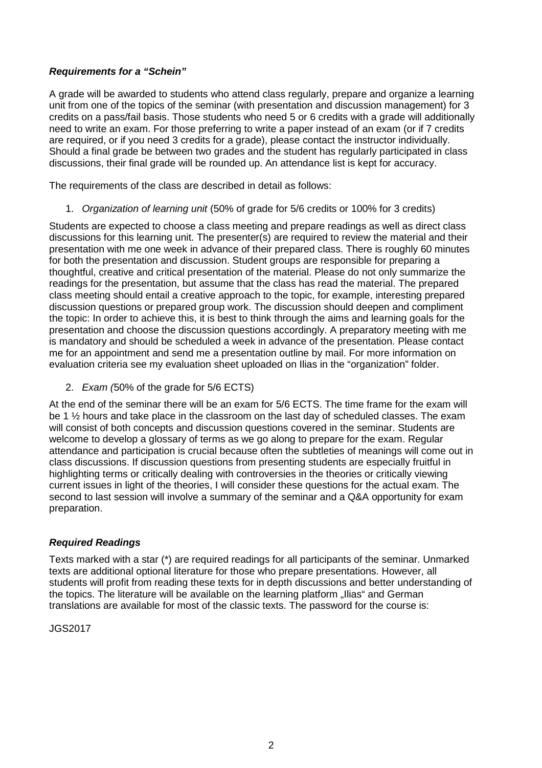### *Requirements for a "Schein"*

A grade will be awarded to students who attend class regularly, prepare and organize a learning unit from one of the topics of the seminar (with presentation and discussion management) for 3 credits on a pass/fail basis. Those students who need 5 or 6 credits with a grade will additionally need to write an exam. For those preferring to write a paper instead of an exam (or if 7 credits are required, or if you need 3 credits for a grade), please contact the instructor individually. Should a final grade be between two grades and the student has regularly participated in class discussions, their final grade will be rounded up. An attendance list is kept for accuracy.

The requirements of the class are described in detail as follows:

1. *Organization of learning unit* (50% of grade for 5/6 credits or 100% for 3 credits)

Students are expected to choose a class meeting and prepare readings as well as direct class discussions for this learning unit. The presenter(s) are required to review the material and their presentation with me one week in advance of their prepared class. There is roughly 60 minutes for both the presentation and discussion. Student groups are responsible for preparing a thoughtful, creative and critical presentation of the material. Please do not only summarize the readings for the presentation, but assume that the class has read the material. The prepared class meeting should entail a creative approach to the topic, for example, interesting prepared discussion questions or prepared group work. The discussion should deepen and compliment the topic: In order to achieve this, it is best to think through the aims and learning goals for the presentation and choose the discussion questions accordingly. A preparatory meeting with me is mandatory and should be scheduled a week in advance of the presentation. Please contact me for an appointment and send me a presentation outline by mail. For more information on evaluation criteria see my evaluation sheet uploaded on Ilias in the "organization" folder.

2. *Exam (*50% of the grade for 5/6 ECTS)

At the end of the seminar there will be an exam for 5/6 ECTS. The time frame for the exam will be 1 ½ hours and take place in the classroom on the last day of scheduled classes. The exam will consist of both concepts and discussion questions covered in the seminar. Students are welcome to develop a glossary of terms as we go along to prepare for the exam. Regular attendance and participation is crucial because often the subtleties of meanings will come out in class discussions. If discussion questions from presenting students are especially fruitful in highlighting terms or critically dealing with controversies in the theories or critically viewing current issues in light of the theories, I will consider these questions for the actual exam. The second to last session will involve a summary of the seminar and a Q&A opportunity for exam preparation.

### *Required Readings*

Texts marked with a star (*) are required readings for all participants of the seminar. Unmarked texts are additional optional literature for those who prepare presentations. However, all students will profit from reading these texts for in depth discussions and better understanding of the topics. The literature will be available on the learning platform „Ilias" and German translations are available for most of the classic texts. The password for the course is:

JGS2017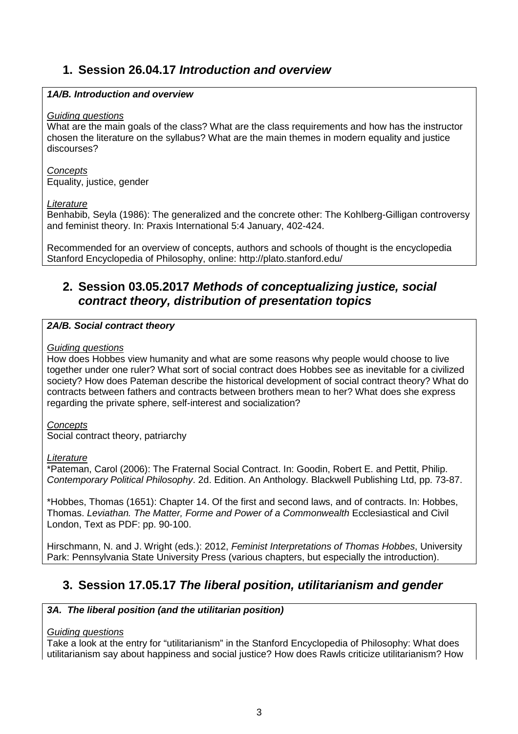## 1. Session 26.04.17 *Introduction and overview*

### *1A/B. Introduction and overview*

*Guiding questions*

What are the main goals of the class? What are the class requirements and how has the instructor chosen the literature on the syllabus? What are the main themes in modern equality and justice discourses?

*Concepts*

Equality, justice, gender

*Literature*

Benhabib, Seyla (1986): The generalized and the concrete other: The Kohlberg-Gilligan controversy and feminist theory. In: Praxis International 5:4 January, 402-424.

Recommended for an overview of concepts, authors and schools of thought is the encyclopedia Stanford Encyclopedia of Philosophy, online: http://plato.stanford.edu/

## 2. Session 03.05.2017 *Methods of conceptualizing justice, social contract theory, distribution of presentation topics*

### *2A/B. Social contract theory*

*Guiding questions*

How does Hobbes view humanity and what are some reasons why people would choose to live together under one ruler? What sort of social contract does Hobbes see as inevitable for a civilized society? How does Pateman describe the historical development of social contract theory? What do contracts between fathers and contracts between brothers mean to her? What does she express regarding the private sphere, self-interest and socialization?

*Concepts*

Social contract theory, patriarchy

*Literature*

*Pateman, Carol (2006): The Fraternal Social Contract. In: Goodin, Robert E. and Pettit, Philip. *Contemporary Political Philosophy*. 2d. Edition. An Anthology. Blackwell Publishing Ltd, pp. 73-87.

*Hobbes, Thomas (1651): Chapter 14. Of the first and second laws, and of contracts. In: Hobbes, Thomas. *Leviathan. The Matter, Forme and Power of a Commonwealth* Ecclesiastical and Civil London, Text as PDF: pp. 90-100.

Hirschmann, N. and J. Wright (eds.): 2012, *Feminist Interpretations of Thomas Hobbes*, University Park: Pennsylvania State University Press (various chapters, but especially the introduction).

## 3. Session 17.05.17 *The liberal position, utilitarianism and gender*

### *3A. The liberal position (and the utilitarian position)*

*Guiding questions*

Take a look at the entry for "utilitarianism" in the Stanford Encyclopedia of Philosophy: What does utilitarianism say about happiness and social justice? How does Rawls criticize utilitarianism? How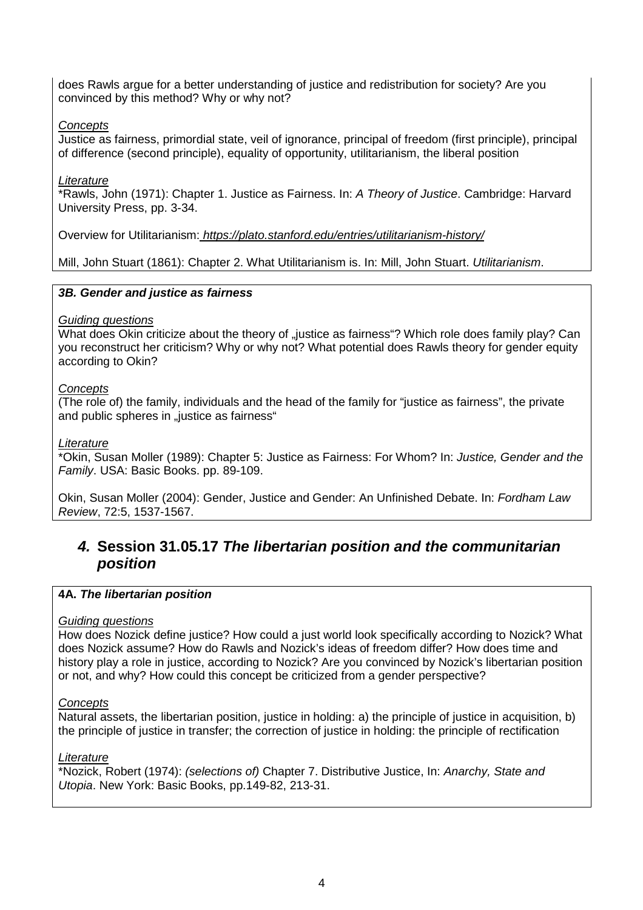does Rawls argue for a better understanding of justice and redistribution for society? Are you convinced by this method? Why or why not?

*Concepts*
Justice as fairness, primordial state, veil of ignorance, principal of freedom (first principle), principal of difference (second principle), equality of opportunity, utilitarianism, the liberal position

*Literature*
*Rawls, John (1971): Chapter 1. Justice as Fairness. In: *A Theory of Justice*. Cambridge: Harvard University Press, pp. 3-34.

Overview for Utilitarianism: *https://plato.stanford.edu/entries/utilitarianism-history/*

Mill, John Stuart (1861): Chapter 2. What Utilitarianism is. In: Mill, John Stuart. *Utilitarianism*.

### *3B. Gender and justice as fairness*

*Guiding questions*
What does Okin criticize about the theory of „justice as fairness“? Which role does family play? Can you reconstruct her criticism? Why or why not? What potential does Rawls theory for gender equity according to Okin?

*Concepts*
(The role of) the family, individuals and the head of the family for "justice as fairness", the private and public spheres in „justice as fairness“

*Literature*
*Okin, Susan Moller (1989): Chapter 5: Justice as Fairness: For Whom? In: *Justice, Gender and the Family*. USA: Basic Books. pp. 89-109.

Okin, Susan Moller (2004): Gender, Justice and Gender: An Unfinished Debate. In: *Fordham Law Review*, 72:5, 1537-1567.

## *4.* Session 31.05.17 *The libertarian position and the communitarian position*

### 4A. *The libertarian position*

*Guiding questions*
How does Nozick define justice? How could a just world look specifically according to Nozick? What does Nozick assume? How do Rawls and Nozick's ideas of freedom differ? How does time and history play a role in justice, according to Nozick? Are you convinced by Nozick's libertarian position or not, and why? How could this concept be criticized from a gender perspective?

*Concepts*
Natural assets, the libertarian position, justice in holding: a) the principle of justice in acquisition, b) the principle of justice in transfer; the correction of justice in holding: the principle of rectification

*Literature*
*Nozick, Robert (1974): *(selections of)* Chapter 7. Distributive Justice, In: *Anarchy, State and Utopia*. New York: Basic Books, pp.149-82, 213-31.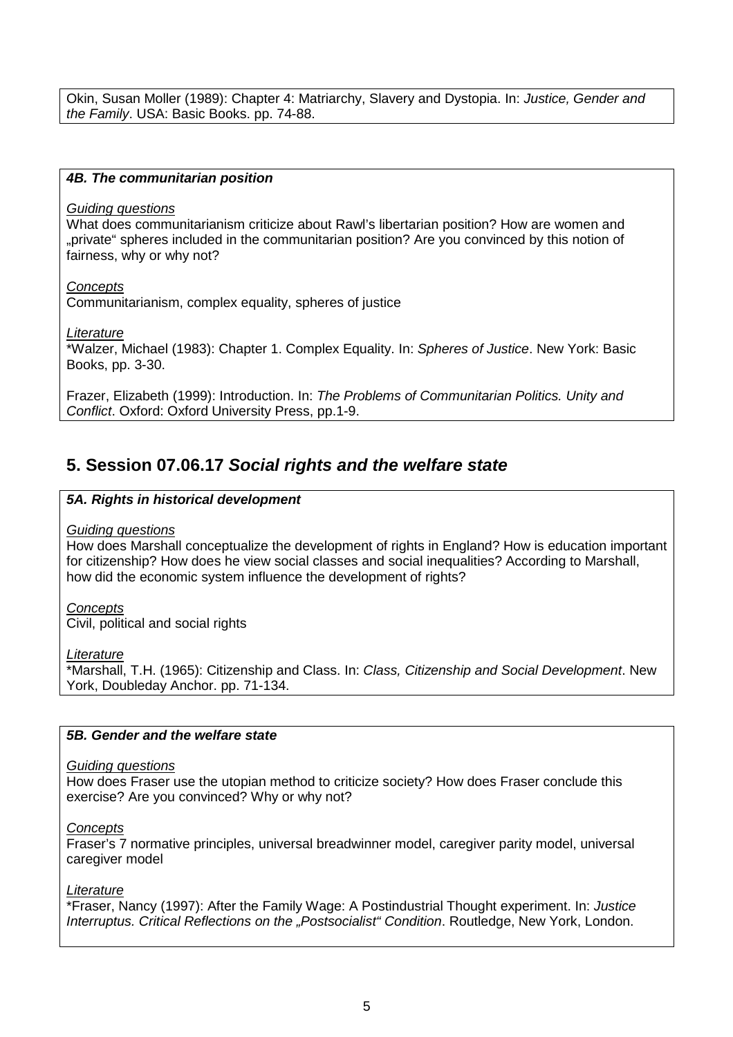Okin, Susan Moller (1989): Chapter 4: Matriarchy, Slavery and Dystopia. In: *Justice, Gender and the Family*. USA: Basic Books. pp. 74-88.

### *4B. The communitarian position*

Guiding questions

What does communitarianism criticize about Rawl's libertarian position? How are women and „private" spheres included in the communitarian position? Are you convinced by this notion of fairness, why or why not?

Concepts

Communitarianism, complex equality, spheres of justice

Literature

*Walzer, Michael (1983): Chapter 1. Complex Equality. In: *Spheres of Justice*. New York: Basic Books, pp. 3-30.

Frazer, Elizabeth (1999): Introduction. In: *The Problems of Communitarian Politics. Unity and Conflict*. Oxford: Oxford University Press, pp.1-9.

## 5. Session 07.06.17 *Social rights and the welfare state*

### *5A. Rights in historical development*

Guiding questions

How does Marshall conceptualize the development of rights in England? How is education important for citizenship? How does he view social classes and social inequalities? According to Marshall, how did the economic system influence the development of rights?

Concepts

Civil, political and social rights

Literature

*Marshall, T.H. (1965): Citizenship and Class. In: *Class, Citizenship and Social Development*. New York, Doubleday Anchor. pp. 71-134.

### *5B. Gender and the welfare state*

Guiding questions

How does Fraser use the utopian method to criticize society? How does Fraser conclude this exercise? Are you convinced? Why or why not?

Concepts

Fraser's 7 normative principles, universal breadwinner model, caregiver parity model, universal caregiver model

Literature

*Fraser, Nancy (1997): After the Family Wage: A Postindustrial Thought experiment. In: *Justice Interruptus. Critical Reflections on the „Postsocialist" Condition*. Routledge, New York, London.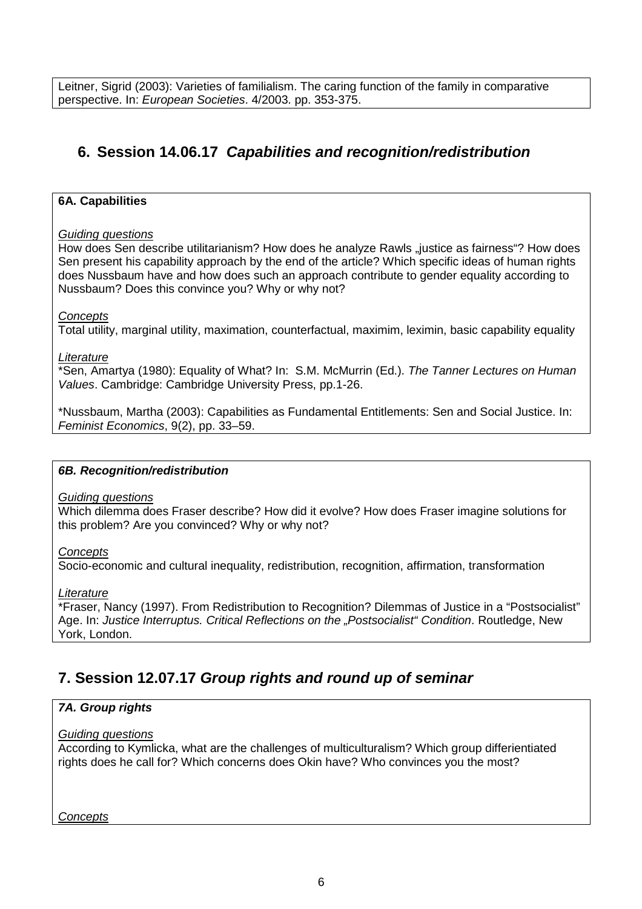Leitner, Sigrid (2003): Varieties of familialism. The caring function of the family in comparative perspective. In: *European Societies*. 4/2003. pp. 353-375.

## 6. Session 14.06.17 *Capabilities and recognition/redistribution*

**6A. Capabilities**

*Guiding questions*

How does Sen describe utilitarianism? How does he analyze Rawls „justice as fairness“? How does Sen present his capability approach by the end of the article? Which specific ideas of human rights does Nussbaum have and how does such an approach contribute to gender equality according to Nussbaum? Does this convince you? Why or why not?

*Concepts*

Total utility, marginal utility, maximation, counterfactual, maximim, leximin, basic capability equality

*Literature*

*Sen, Amartya (1980): Equality of What? In: S.M. McMurrin (Ed.). *The Tanner Lectures on Human Values*. Cambridge: Cambridge University Press, pp.1-26.

*Nussbaum, Martha (2003): Capabilities as Fundamental Entitlements: Sen and Social Justice. In: *Feminist Economics*, 9(2), pp. 33–59.

***6B. Recognition/redistribution***

*Guiding questions*

Which dilemma does Fraser describe? How did it evolve? How does Fraser imagine solutions for this problem? Are you convinced? Why or why not?

*Concepts*

Socio-economic and cultural inequality, redistribution, recognition, affirmation, transformation

*Literature*

*Fraser, Nancy (1997). From Redistribution to Recognition? Dilemmas of Justice in a “Postsocialist” Age. In: *Justice Interruptus. Critical Reflections on the „Postsocialist“ Condition*. Routledge, New York, London.

## 7. Session 12.07.17 *Group rights and round up of seminar*

***7A. Group rights***

*Guiding questions*

According to Kymlicka, what are the challenges of multiculturalism? Which group differientiated rights does he call for? Which concerns does Okin have? Who convinces you the most?

*Concepts*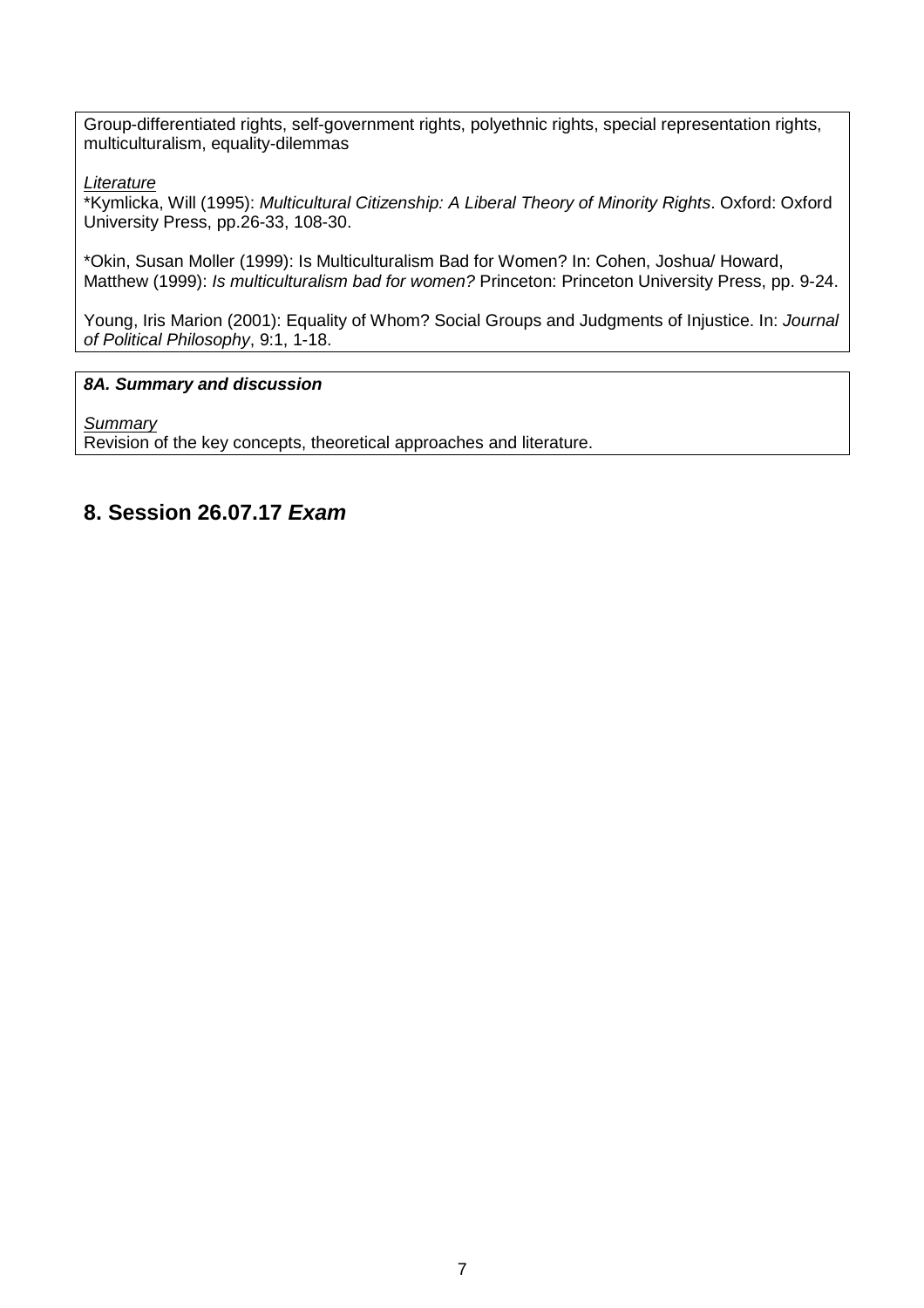Group-differentiated rights, self-government rights, polyethnic rights, special representation rights, multiculturalism, equality-dilemmas

*Literature*

*Kymlicka, Will (1995): *Multicultural Citizenship: A Liberal Theory of Minority Rights*. Oxford: Oxford University Press, pp.26-33, 108-30.

*Okin, Susan Moller (1999): Is Multiculturalism Bad for Women? In: Cohen, Joshua/ Howard, Matthew (1999): *Is multiculturalism bad for women?* Princeton: Princeton University Press, pp. 9-24.

Young, Iris Marion (2001): Equality of Whom? Social Groups and Judgments of Injustice. In: *Journal of Political Philosophy*, 9:1, 1-18.

***8A. Summary and discussion***

*Summary*

Revision of the key concepts, theoretical approaches and literature.

## 8. Session 26.07.17 *Exam*